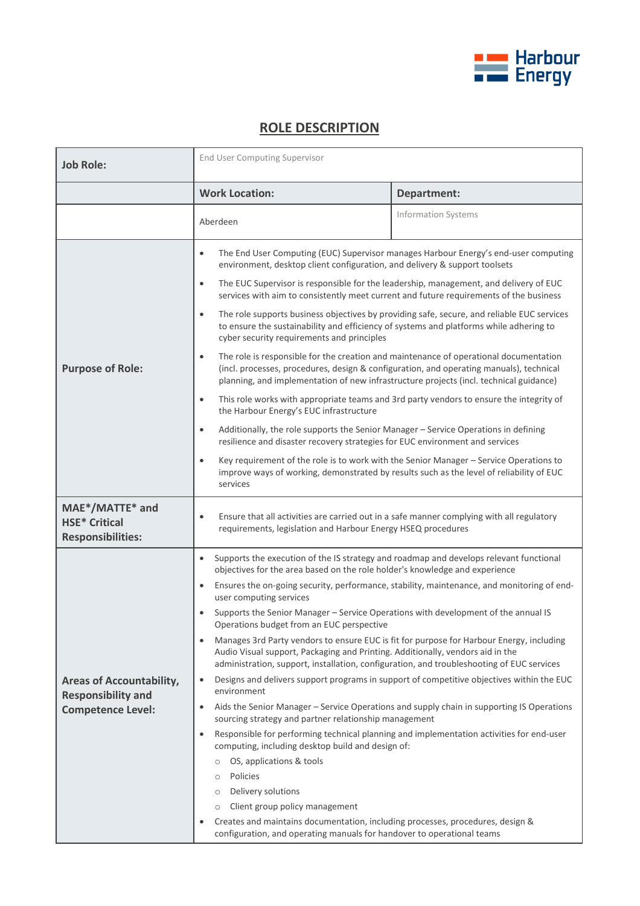Harbour Energy

# ROLE DESCRIPTION

| Job Role: | End User Computing Supervisor | |
|---|---|---|
| | **Work Location:** | **Department:** |
| | Aberdeen | Information Systems |
| **Purpose of Role:** | • The End User Computing (EUC) Supervisor manages Harbour Energy's end-user computing environment, desktop client configuration, and delivery & support toolsets<br>• The EUC Supervisor is responsible for the leadership, management, and delivery of EUC services with aim to consistently meet current and future requirements of the business<br>• The role supports business objectives by providing safe, secure, and reliable EUC services to ensure the sustainability and efficiency of systems and platforms while adhering to cyber security requirements and principles<br>• The role is responsible for the creation and maintenance of operational documentation (incl. processes, procedures, design & configuration, and operating manuals), technical planning, and implementation of new infrastructure projects (incl. technical guidance)<br>• This role works with appropriate teams and 3rd party vendors to ensure the integrity of the Harbour Energy's EUC infrastructure<br>• Additionally, the role supports the Senior Manager – Service Operations in defining resilience and disaster recovery strategies for EUC environment and services<br>• Key requirement of the role is to work with the Senior Manager – Service Operations to improve ways of working, demonstrated by results such as the level of reliability of EUC services | |
| **MAE*/MATTE* and HSE* Critical Responsibilities:** | • Ensure that all activities are carried out in a safe manner complying with all regulatory requirements, legislation and Harbour Energy HSEQ procedures | |
| **Areas of Accountability, Responsibility and Competence Level:** | • Supports the execution of the IS strategy and roadmap and develops relevant functional objectives for the area based on the role holder's knowledge and experience<br>• Ensures the on-going security, performance, stability, maintenance, and monitoring of end-user computing services<br>• Supports the Senior Manager – Service Operations with development of the annual IS Operations budget from an EUC perspective<br>• Manages 3rd Party vendors to ensure EUC is fit for purpose for Harbour Energy, including Audio Visual support, Packaging and Printing. Additionally, vendors aid in the administration, support, installation, configuration, and troubleshooting of EUC services<br>• Designs and delivers support programs in support of competitive objectives within the EUC environment<br>• Aids the Senior Manager – Service Operations and supply chain in supporting IS Operations sourcing strategy and partner relationship management<br>• Responsible for performing technical planning and implementation activities for end-user computing, including desktop build and design of:<br>&nbsp;&nbsp;○ OS, applications & tools<br>&nbsp;&nbsp;○ Policies<br>&nbsp;&nbsp;○ Delivery solutions<br>&nbsp;&nbsp;○ Client group policy management<br>• Creates and maintains documentation, including processes, procedures, design & configuration, and operating manuals for handover to operational teams | |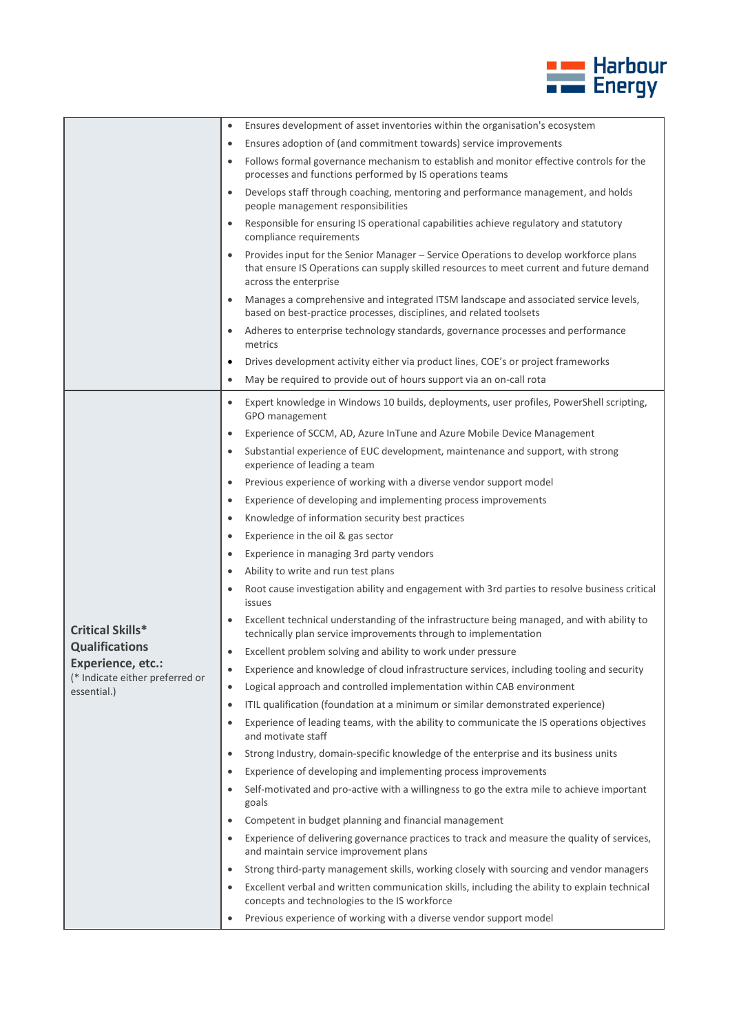| | |
|---|---|
| | • Ensures development of asset inventories within the organisation's ecosystem<br>• Ensures adoption of (and commitment towards) service improvements<br>• Follows formal governance mechanism to establish and monitor effective controls for the processes and functions performed by IS operations teams<br>• Develops staff through coaching, mentoring and performance management, and holds people management responsibilities<br>• Responsible for ensuring IS operational capabilities achieve regulatory and statutory compliance requirements<br>• Provides input for the Senior Manager – Service Operations to develop workforce plans that ensure IS Operations can supply skilled resources to meet current and future demand across the enterprise<br>• Manages a comprehensive and integrated ITSM landscape and associated service levels, based on best-practice processes, disciplines, and related toolsets<br>• Adheres to enterprise technology standards, governance processes and performance metrics<br>• Drives development activity either via product lines, COE's or project frameworks<br>• May be required to provide out of hours support via an on-call rota |
| **Critical Skills\* Qualifications Experience, etc.:**<br>(* Indicate either preferred or essential.) | • Expert knowledge in Windows 10 builds, deployments, user profiles, PowerShell scripting, GPO management<br>• Experience of SCCM, AD, Azure InTune and Azure Mobile Device Management<br>• Substantial experience of EUC development, maintenance and support, with strong experience of leading a team<br>• Previous experience of working with a diverse vendor support model<br>• Experience of developing and implementing process improvements<br>• Knowledge of information security best practices<br>• Experience in the oil & gas sector<br>• Experience in managing 3rd party vendors<br>• Ability to write and run test plans<br>• Root cause investigation ability and engagement with 3rd parties to resolve business critical issues<br>• Excellent technical understanding of the infrastructure being managed, and with ability to technically plan service improvements through to implementation<br>• Excellent problem solving and ability to work under pressure<br>• Experience and knowledge of cloud infrastructure services, including tooling and security<br>• Logical approach and controlled implementation within CAB environment<br>• ITIL qualification (foundation at a minimum or similar demonstrated experience)<br>• Experience of leading teams, with the ability to communicate the IS operations objectives and motivate staff<br>• Strong Industry, domain-specific knowledge of the enterprise and its business units<br>• Experience of developing and implementing process improvements<br>• Self-motivated and pro-active with a willingness to go the extra mile to achieve important goals<br>• Competent in budget planning and financial management<br>• Experience of delivering governance practices to track and measure the quality of services, and maintain service improvement plans<br>• Strong third-party management skills, working closely with sourcing and vendor managers<br>• Excellent verbal and written communication skills, including the ability to explain technical concepts and technologies to the IS workforce<br>• Previous experience of working with a diverse vendor support model |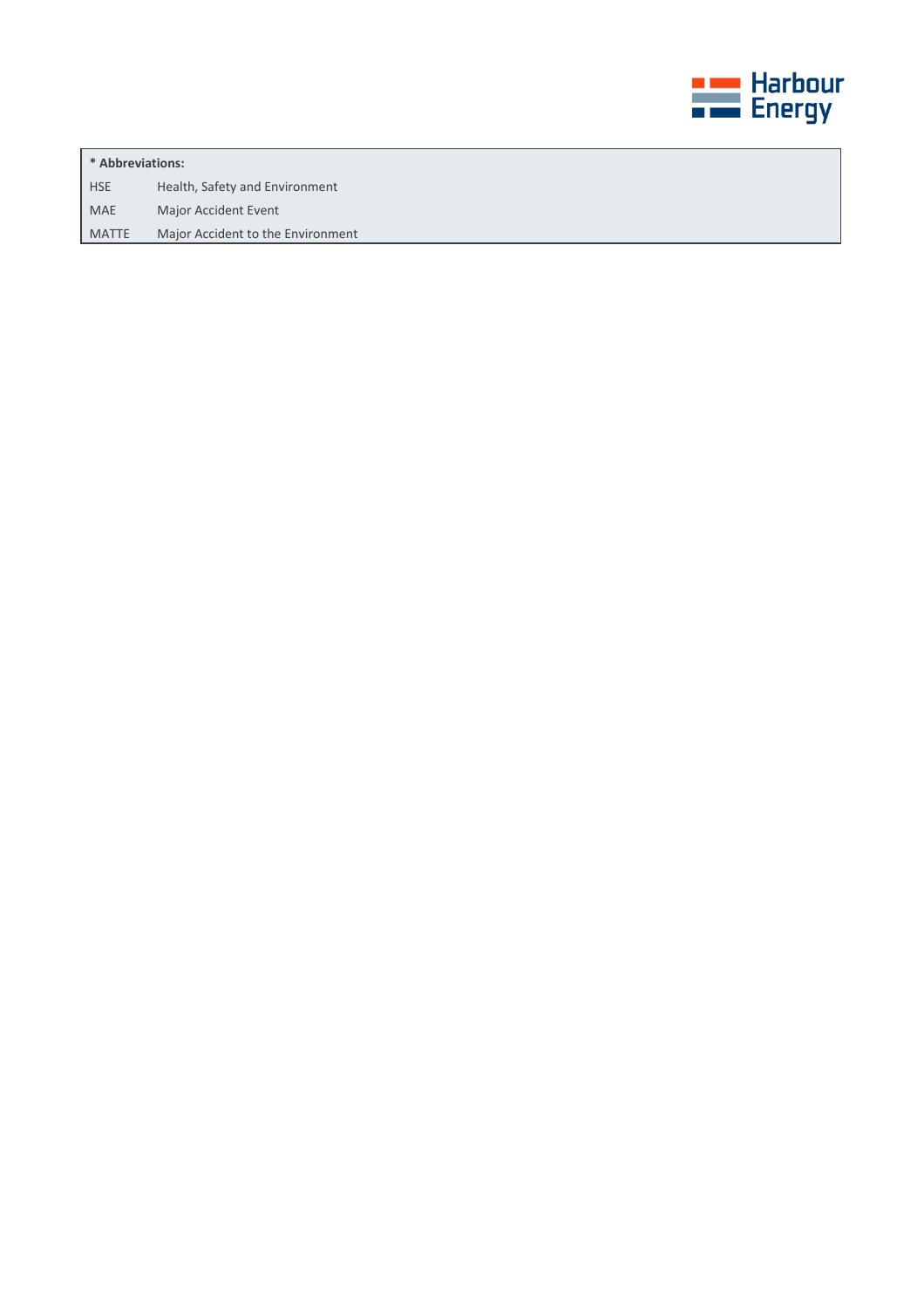**\* Abbreviations:**

| | |
|---|---|
| HSE | Health, Safety and Environment |
| MAE | Major Accident Event |
| MATTE | Major Accident to the Environment |